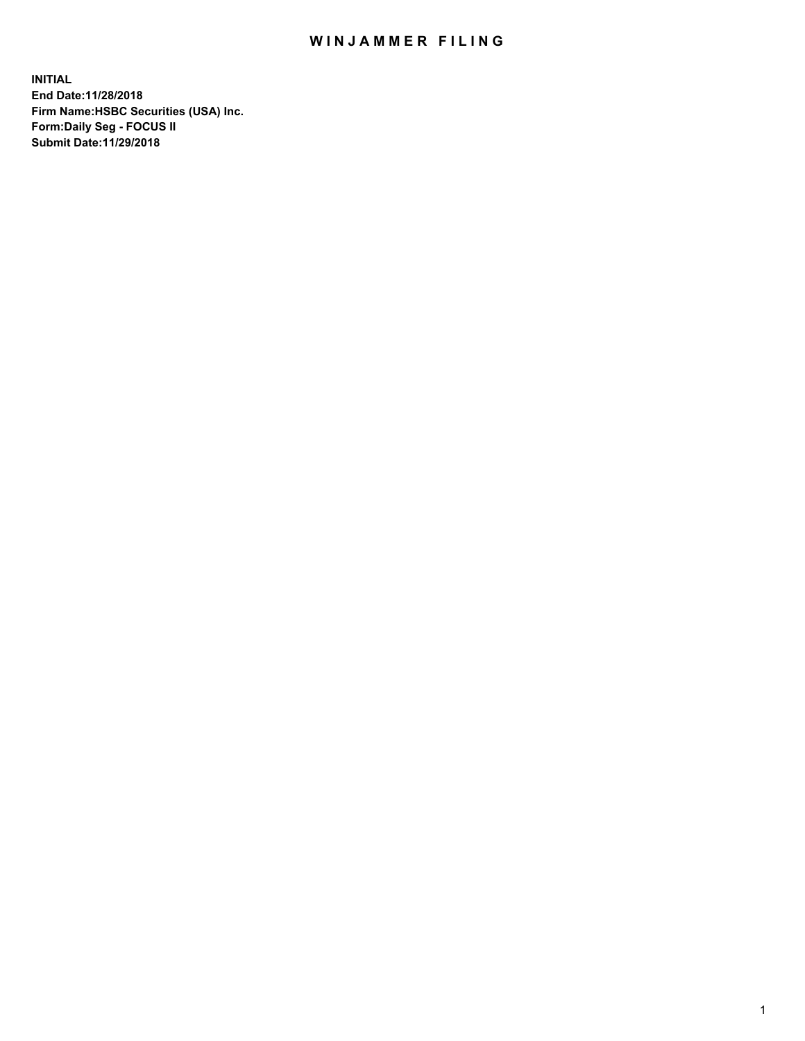# WINJAMMER FILING

**INITIAL**
**End Date:11/28/2018**
**Firm Name:HSBC Securities (USA) Inc.**
**Form:Daily Seg - FOCUS II**
**Submit Date:11/29/2018**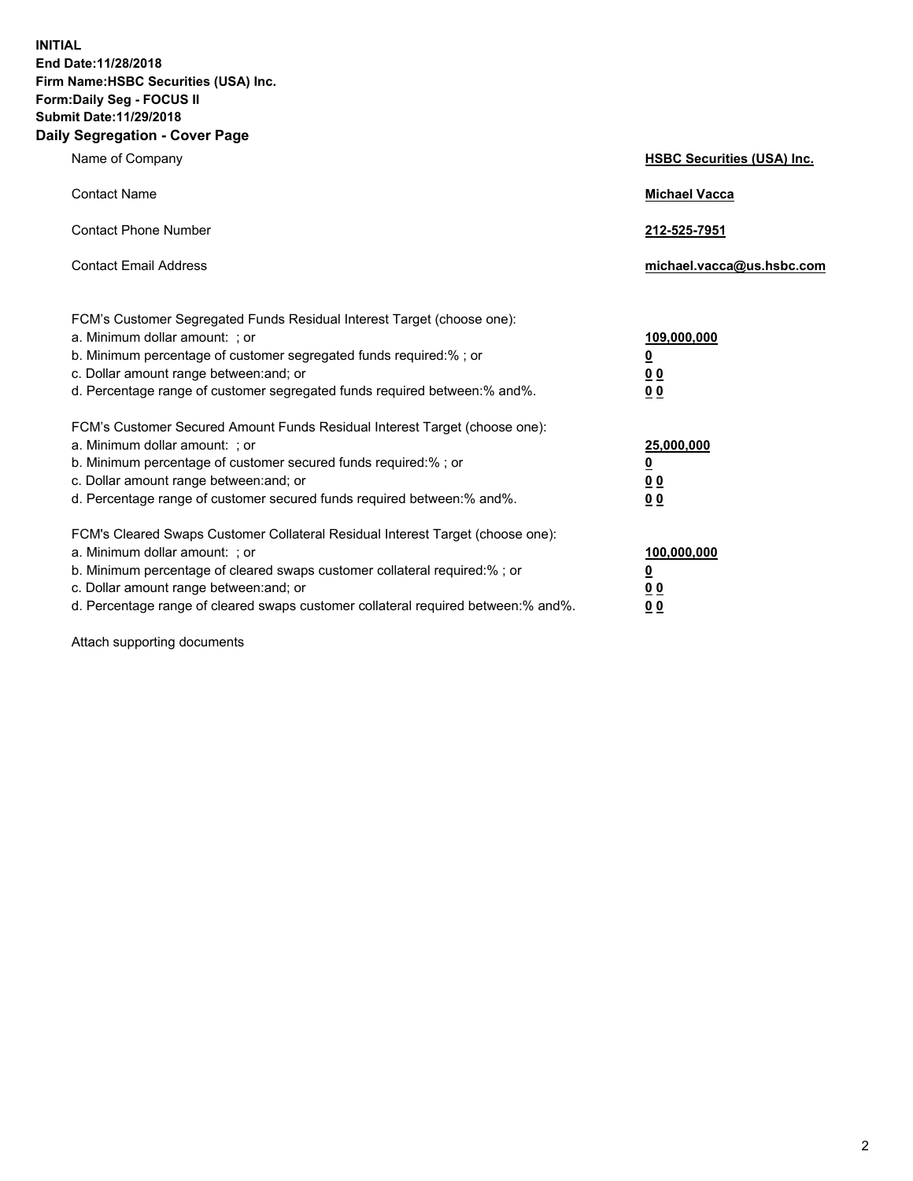**INITIAL**
**End Date:11/28/2018**
**Firm Name:HSBC Securities (USA) Inc.**
**Form:Daily Seg - FOCUS II**
**Submit Date:11/29/2018**

## Daily Segregation - Cover Page

| | |
|---|---|
| Name of Company | **HSBC Securities (USA) Inc.** |
| Contact Name | **Michael Vacca** |
| Contact Phone Number | **212-525-7951** |
| Contact Email Address | **michael.vacca@us.hsbc.com** |

| | |
|---|---|
| FCM's Customer Segregated Funds Residual Interest Target (choose one): | |
| a. Minimum dollar amount: ; or | **109,000,000** |
| b. Minimum percentage of customer segregated funds required:% ; or | **0** |
| c. Dollar amount range between:and; or | **0 0** |
| d. Percentage range of customer segregated funds required between:% and%. | **0 0** |
| FCM's Customer Secured Amount Funds Residual Interest Target (choose one): | |
| a. Minimum dollar amount: ; or | **25,000,000** |
| b. Minimum percentage of customer secured funds required:% ; or | **0** |
| c. Dollar amount range between:and; or | **0 0** |
| d. Percentage range of customer secured funds required between:% and%. | **0 0** |
| FCM's Cleared Swaps Customer Collateral Residual Interest Target (choose one): | |
| a. Minimum dollar amount: ; or | **100,000,000** |
| b. Minimum percentage of cleared swaps customer collateral required:% ; or | **0** |
| c. Dollar amount range between:and; or | **0 0** |
| d. Percentage range of cleared swaps customer collateral required between:% and%. | **0 0** |

Attach supporting documents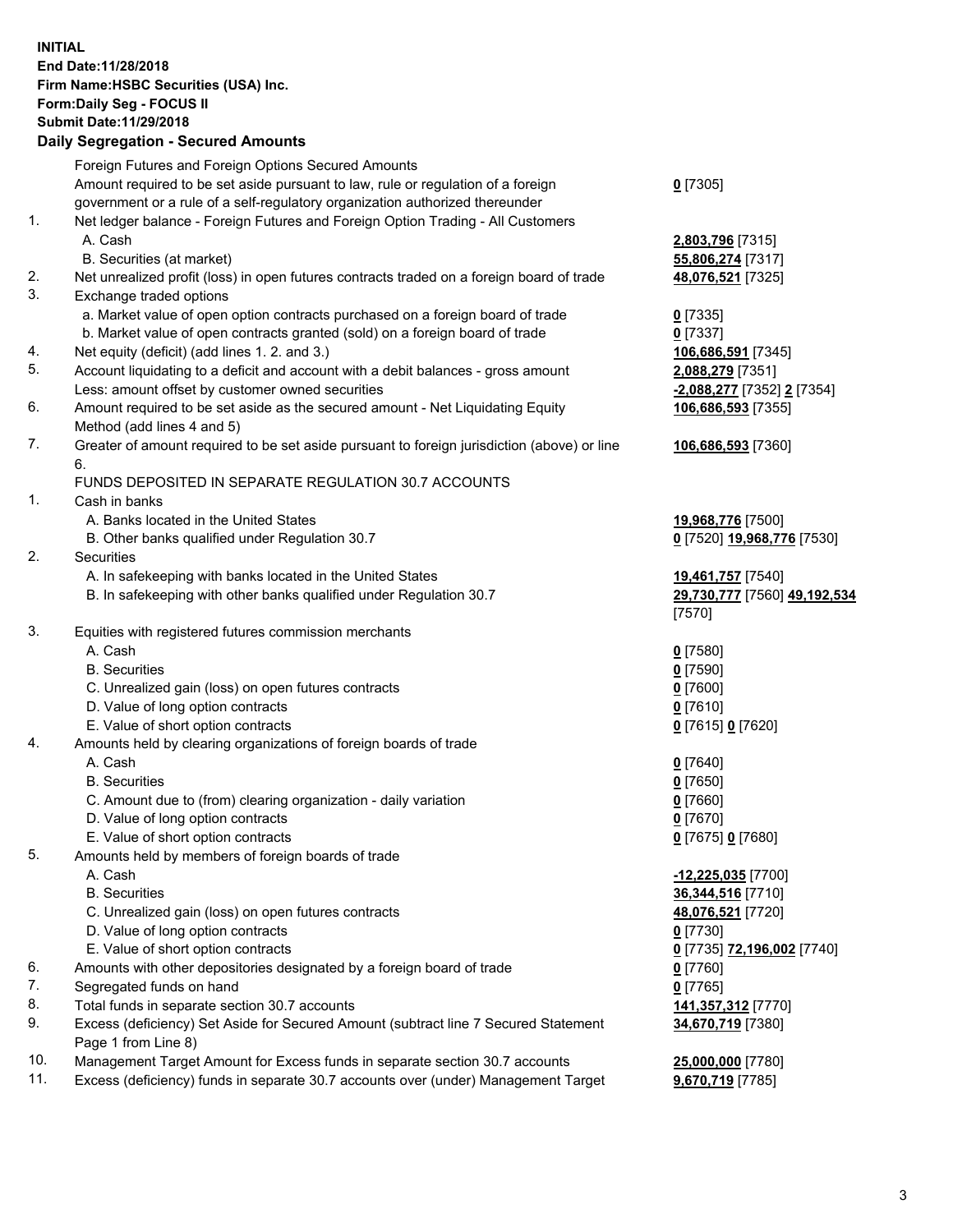**INITIAL**
**End Date:11/28/2018**
**Firm Name:HSBC Securities (USA) Inc.**
**Form:Daily Seg - FOCUS II**
**Submit Date:11/29/2018**

## Daily Segregation - Secured Amounts

| | | |
|---|---|---|
| | Foreign Futures and Foreign Options Secured Amounts | |
| | Amount required to be set aside pursuant to law, rule or regulation of a foreign government or a rule of a self-regulatory organization authorized thereunder | **0** [7305] |
| 1. | Net ledger balance - Foreign Futures and Foreign Option Trading - All Customers | |
| | A. Cash | **2,803,796** [7315] |
| | B. Securities (at market) | **55,806,274** [7317] |
| 2. | Net unrealized profit (loss) in open futures contracts traded on a foreign board of trade | **48,076,521** [7325] |
| 3. | Exchange traded options | |
| | a. Market value of open option contracts purchased on a foreign board of trade | **0** [7335] |
| | b. Market value of open contracts granted (sold) on a foreign board of trade | **0** [7337] |
| 4. | Net equity (deficit) (add lines 1. 2. and 3.) | **106,686,591** [7345] |
| 5. | Account liquidating to a deficit and account with a debit balances - gross amount | **2,088,279** [7351] |
| | Less: amount offset by customer owned securities | **-2,088,277** [7352] **2** [7354] |
| 6. | Amount required to be set aside as the secured amount - Net Liquidating Equity Method (add lines 4 and 5) | **106,686,593** [7355] |
| 7. | Greater of amount required to be set aside pursuant to foreign jurisdiction (above) or line 6. | **106,686,593** [7360] |
| | FUNDS DEPOSITED IN SEPARATE REGULATION 30.7 ACCOUNTS | |
| 1. | Cash in banks | |
| | A. Banks located in the United States | **19,968,776** [7500] |
| | B. Other banks qualified under Regulation 30.7 | **0** [7520] **19,968,776** [7530] |
| 2. | Securities | |
| | A. In safekeeping with banks located in the United States | **19,461,757** [7540] |
| | B. In safekeeping with other banks qualified under Regulation 30.7 | **29,730,777** [7560] **49,192,534** [7570] |
| 3. | Equities with registered futures commission merchants | |
| | A. Cash | **0** [7580] |
| | B. Securities | **0** [7590] |
| | C. Unrealized gain (loss) on open futures contracts | **0** [7600] |
| | D. Value of long option contracts | **0** [7610] |
| | E. Value of short option contracts | **0** [7615] **0** [7620] |
| 4. | Amounts held by clearing organizations of foreign boards of trade | |
| | A. Cash | **0** [7640] |
| | B. Securities | **0** [7650] |
| | C. Amount due to (from) clearing organization - daily variation | **0** [7660] |
| | D. Value of long option contracts | **0** [7670] |
| | E. Value of short option contracts | **0** [7675] **0** [7680] |
| 5. | Amounts held by members of foreign boards of trade | |
| | A. Cash | **-12,225,035** [7700] |
| | B. Securities | **36,344,516** [7710] |
| | C. Unrealized gain (loss) on open futures contracts | **48,076,521** [7720] |
| | D. Value of long option contracts | **0** [7730] |
| | E. Value of short option contracts | **0** [7735] **72,196,002** [7740] |
| 6. | Amounts with other depositories designated by a foreign board of trade | **0** [7760] |
| 7. | Segregated funds on hand | **0** [7765] |
| 8. | Total funds in separate section 30.7 accounts | **141,357,312** [7770] |
| 9. | Excess (deficiency) Set Aside for Secured Amount (subtract line 7 Secured Statement Page 1 from Line 8) | **34,670,719** [7380] |
| 10. | Management Target Amount for Excess funds in separate section 30.7 accounts | **25,000,000** [7780] |
| 11. | Excess (deficiency) funds in separate 30.7 accounts over (under) Management Target | **9,670,719** [7785] |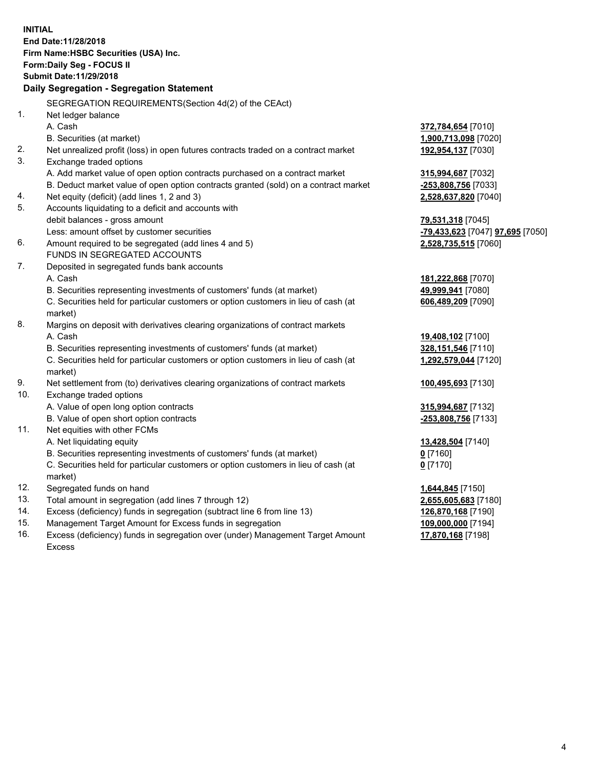**INITIAL**
**End Date:11/28/2018**
**Firm Name:HSBC Securities (USA) Inc.**
**Form:Daily Seg - FOCUS II**
**Submit Date:11/29/2018**

### Daily Segregation - Segregation Statement

SEGREGATION REQUIREMENTS(Section 4d(2) of the CEAct)

| | | |
|---|---|---|
| 1. | Net ledger balance | |
| | A. Cash | **372,784,654** [7010] |
| | B. Securities (at market) | **1,900,713,098** [7020] |
| 2. | Net unrealized profit (loss) in open futures contracts traded on a contract market | **192,954,137** [7030] |
| 3. | Exchange traded options | |
| | A. Add market value of open option contracts purchased on a contract market | **315,994,687** [7032] |
| | B. Deduct market value of open option contracts granted (sold) on a contract market | **-253,808,756** [7033] |
| 4. | Net equity (deficit) (add lines 1, 2 and 3) | **2,528,637,820** [7040] |
| 5. | Accounts liquidating to a deficit and accounts with | |
| | debit balances - gross amount | **79,531,318** [7045] |
| | Less: amount offset by customer securities | **-79,433,623** [7047] **97,695** [7050] |
| 6. | Amount required to be segregated (add lines 4 and 5) | **2,528,735,515** [7060] |
| | FUNDS IN SEGREGATED ACCOUNTS | |
| 7. | Deposited in segregated funds bank accounts | |
| | A. Cash | **181,222,868** [7070] |
| | B. Securities representing investments of customers' funds (at market) | **49,999,941** [7080] |
| | C. Securities held for particular customers or option customers in lieu of cash (at market) | **606,489,209** [7090] |
| 8. | Margins on deposit with derivatives clearing organizations of contract markets | |
| | A. Cash | **19,408,102** [7100] |
| | B. Securities representing investments of customers' funds (at market) | **328,151,546** [7110] |
| | C. Securities held for particular customers or option customers in lieu of cash (at market) | **1,292,579,044** [7120] |
| 9. | Net settlement from (to) derivatives clearing organizations of contract markets | **100,495,693** [7130] |
| 10. | Exchange traded options | |
| | A. Value of open long option contracts | **315,994,687** [7132] |
| | B. Value of open short option contracts | **-253,808,756** [7133] |
| 11. | Net equities with other FCMs | |
| | A. Net liquidating equity | **13,428,504** [7140] |
| | B. Securities representing investments of customers' funds (at market) | **0** [7160] |
| | C. Securities held for particular customers or option customers in lieu of cash (at market) | **0** [7170] |
| 12. | Segregated funds on hand | **1,644,845** [7150] |
| 13. | Total amount in segregation (add lines 7 through 12) | **2,655,605,683** [7180] |
| 14. | Excess (deficiency) funds in segregation (subtract line 6 from line 13) | **126,870,168** [7190] |
| 15. | Management Target Amount for Excess funds in segregation | **109,000,000** [7194] |
| 16. | Excess (deficiency) funds in segregation over (under) Management Target Amount Excess | **17,870,168** [7198] |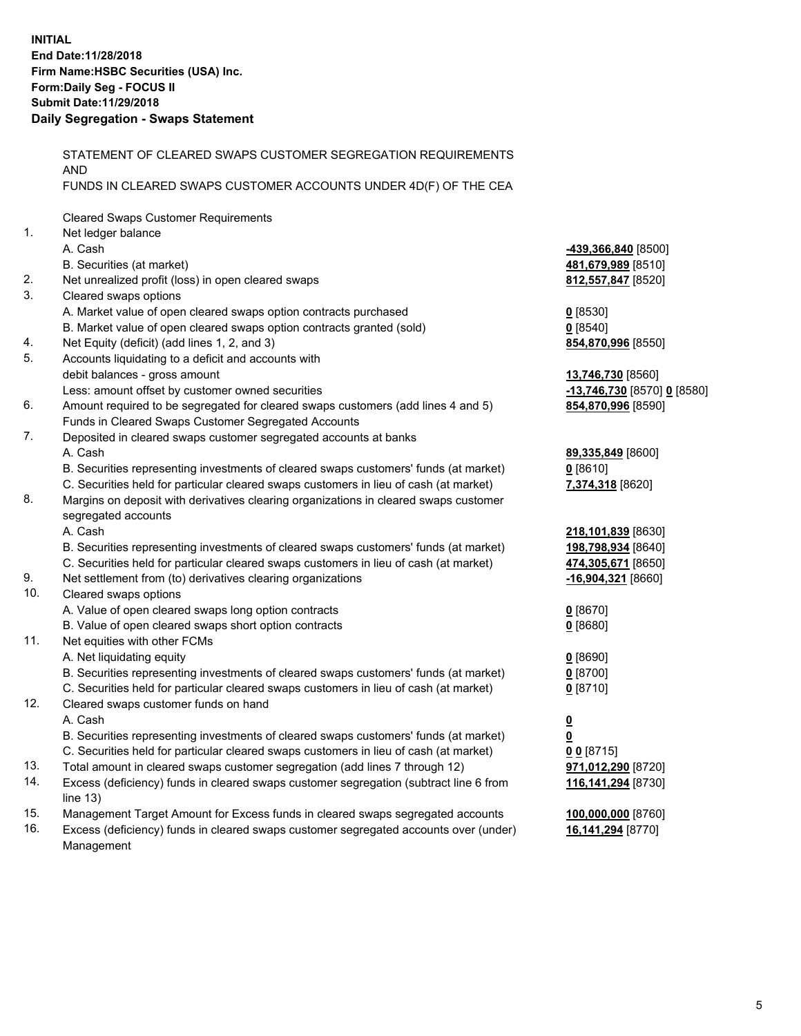**INITIAL**
**End Date:11/28/2018**
**Firm Name:HSBC Securities (USA) Inc.**
**Form:Daily Seg - FOCUS II**
**Submit Date:11/29/2018**
**Daily Segregation - Swaps Statement**

STATEMENT OF CLEARED SWAPS CUSTOMER SEGREGATION REQUIREMENTS AND FUNDS IN CLEARED SWAPS CUSTOMER ACCOUNTS UNDER 4D(F) OF THE CEA

| | | |
|---|---|---|
| | Cleared Swaps Customer Requirements | |
| 1. | Net ledger balance | |
| | A. Cash | **-439,366,840** [8500] |
| | B. Securities (at market) | **481,679,989** [8510] |
| 2. | Net unrealized profit (loss) in open cleared swaps | **812,557,847** [8520] |
| 3. | Cleared swaps options | |
| | A. Market value of open cleared swaps option contracts purchased | **0** [8530] |
| | B. Market value of open cleared swaps option contracts granted (sold) | **0** [8540] |
| 4. | Net Equity (deficit) (add lines 1, 2, and 3) | **854,870,996** [8550] |
| 5. | Accounts liquidating to a deficit and accounts with debit balances - gross amount | **13,746,730** [8560] |
| | Less: amount offset by customer owned securities | **-13,746,730** [8570] **0** [8580] |
| 6. | Amount required to be segregated for cleared swaps customers (add lines 4 and 5) | **854,870,996** [8590] |
| | Funds in Cleared Swaps Customer Segregated Accounts | |
| 7. | Deposited in cleared swaps customer segregated accounts at banks | |
| | A. Cash | **89,335,849** [8600] |
| | B. Securities representing investments of cleared swaps customers' funds (at market) | **0** [8610] |
| | C. Securities held for particular cleared swaps customers in lieu of cash (at market) | **7,374,318** [8620] |
| 8. | Margins on deposit with derivatives clearing organizations in cleared swaps customer segregated accounts | |
| | A. Cash | **218,101,839** [8630] |
| | B. Securities representing investments of cleared swaps customers' funds (at market) | **198,798,934** [8640] |
| | C. Securities held for particular cleared swaps customers in lieu of cash (at market) | **474,305,671** [8650] |
| 9. | Net settlement from (to) derivatives clearing organizations | **-16,904,321** [8660] |
| 10. | Cleared swaps options | |
| | A. Value of open cleared swaps long option contracts | **0** [8670] |
| | B. Value of open cleared swaps short option contracts | **0** [8680] |
| 11. | Net equities with other FCMs | |
| | A. Net liquidating equity | **0** [8690] |
| | B. Securities representing investments of cleared swaps customers' funds (at market) | **0** [8700] |
| | C. Securities held for particular cleared swaps customers in lieu of cash (at market) | **0** [8710] |
| 12. | Cleared swaps customer funds on hand | |
| | A. Cash | **0** |
| | B. Securities representing investments of cleared swaps customers' funds (at market) | **0** |
| | C. Securities held for particular cleared swaps customers in lieu of cash (at market) | **0** **0** [8715] |
| 13. | Total amount in cleared swaps customer segregation (add lines 7 through 12) | **971,012,290** [8720] |
| 14. | Excess (deficiency) funds in cleared swaps customer segregation (subtract line 6 from line 13) | **116,141,294** [8730] |
| 15. | Management Target Amount for Excess funds in cleared swaps segregated accounts | **100,000,000** [8760] |
| 16. | Excess (deficiency) funds in cleared swaps customer segregated accounts over (under) Management | **16,141,294** [8770] |